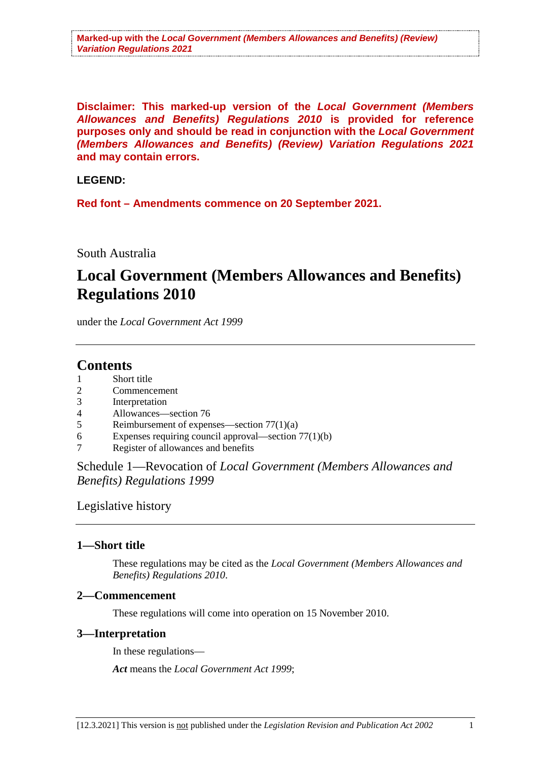**Marked-up with the *Local Government (Members Allowances and Benefits) (Review) Variation Regulations 2021***

**Disclaimer: This marked-up version of the *Local Government (Members Allowances and Benefits) Regulations 2010* is provided for reference purposes only and should be read in conjunction with the *Local Government (Members Allowances and Benefits) (Review) Variation Regulations 2021* and may contain errors.**

**LEGEND:**

**Red font – Amendments commence on 20 September 2021.**

South Australia

# Local Government (Members Allowances and Benefits) Regulations 2010

under the *Local Government Act 1999*

## Contents

1 Short title
2 Commencement
3 Interpretation
4 Allowances—section 76
5 Reimbursement of expenses—section 77(1)(a)
6 Expenses requiring council approval—section 77(1)(b)
7 Register of allowances and benefits

Schedule 1—Revocation of *Local Government (Members Allowances and Benefits) Regulations 1999*

Legislative history

### 1—Short title

These regulations may be cited as the *Local Government (Members Allowances and Benefits) Regulations 2010*.

### 2—Commencement

These regulations will come into operation on 15 November 2010.

### 3—Interpretation

In these regulations—

***Act*** means the *Local Government Act 1999*;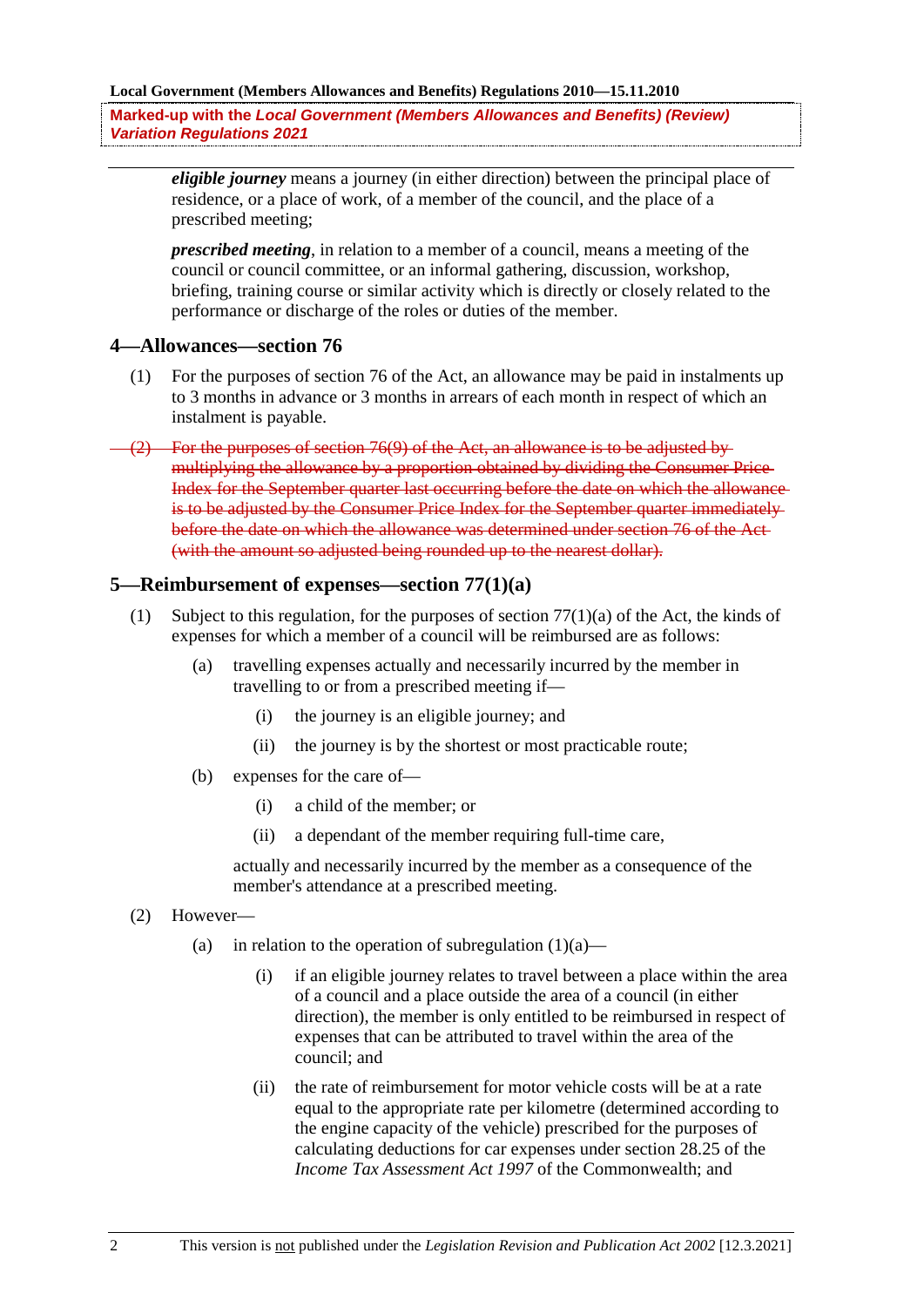***eligible journey*** means a journey (in either direction) between the principal place of residence, or a place of work, of a member of the council, and the place of a prescribed meeting;

***prescribed meeting***, in relation to a member of a council, means a meeting of the council or council committee, or an informal gathering, discussion, workshop, briefing, training course or similar activity which is directly or closely related to the performance or discharge of the roles or duties of the member.

## 4—Allowances—section 76

(1) For the purposes of section 76 of the Act, an allowance may be paid in instalments up to 3 months in advance or 3 months in arrears of each month in respect of which an instalment is payable.

~~(2) For the purposes of section 76(9) of the Act, an allowance is to be adjusted by multiplying the allowance by a proportion obtained by dividing the Consumer Price Index for the September quarter last occurring before the date on which the allowance is to be adjusted by the Consumer Price Index for the September quarter immediately before the date on which the allowance was determined under section 76 of the Act (with the amount so adjusted being rounded up to the nearest dollar).~~

## 5—Reimbursement of expenses—section 77(1)(a)

(1) Subject to this regulation, for the purposes of section 77(1)(a) of the Act, the kinds of expenses for which a member of a council will be reimbursed are as follows:

- (a) travelling expenses actually and necessarily incurred by the member in travelling to or from a prescribed meeting if—
  - (i) the journey is an eligible journey; and
  - (ii) the journey is by the shortest or most practicable route;
- (b) expenses for the care of—
  - (i) a child of the member; or
  - (ii) a dependant of the member requiring full-time care,

  actually and necessarily incurred by the member as a consequence of the member's attendance at a prescribed meeting.

(2) However—

- (a) in relation to the operation of subregulation (1)(a)—
  - (i) if an eligible journey relates to travel between a place within the area of a council and a place outside the area of a council (in either direction), the member is only entitled to be reimbursed in respect of expenses that can be attributed to travel within the area of the council; and
  - (ii) the rate of reimbursement for motor vehicle costs will be at a rate equal to the appropriate rate per kilometre (determined according to the engine capacity of the vehicle) prescribed for the purposes of calculating deductions for car expenses under section 28.25 of the *Income Tax Assessment Act 1997* of the Commonwealth; and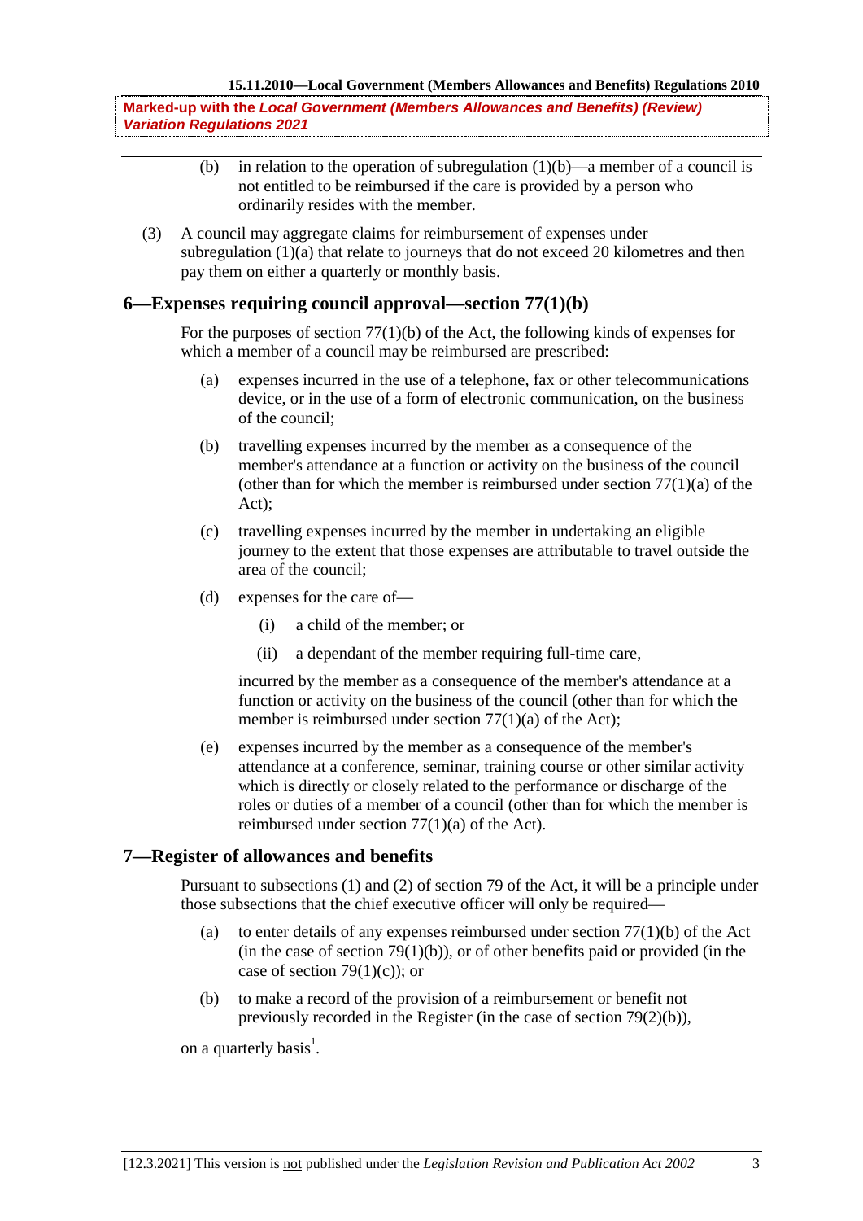(b) in relation to the operation of subregulation (1)(b)—a member of a council is not entitled to be reimbursed if the care is provided by a person who ordinarily resides with the member.

(3) A council may aggregate claims for reimbursement of expenses under subregulation (1)(a) that relate to journeys that do not exceed 20 kilometres and then pay them on either a quarterly or monthly basis.

## 6—Expenses requiring council approval—section 77(1)(b)

For the purposes of section 77(1)(b) of the Act, the following kinds of expenses for which a member of a council may be reimbursed are prescribed:

(a) expenses incurred in the use of a telephone, fax or other telecommunications device, or in the use of a form of electronic communication, on the business of the council;

(b) travelling expenses incurred by the member as a consequence of the member's attendance at a function or activity on the business of the council (other than for which the member is reimbursed under section 77(1)(a) of the Act);

(c) travelling expenses incurred by the member in undertaking an eligible journey to the extent that those expenses are attributable to travel outside the area of the council;

(d) expenses for the care of—

(i) a child of the member; or

(ii) a dependant of the member requiring full-time care,

incurred by the member as a consequence of the member's attendance at a function or activity on the business of the council (other than for which the member is reimbursed under section 77(1)(a) of the Act);

(e) expenses incurred by the member as a consequence of the member's attendance at a conference, seminar, training course or other similar activity which is directly or closely related to the performance or discharge of the roles or duties of a member of a council (other than for which the member is reimbursed under section 77(1)(a) of the Act).

## 7—Register of allowances and benefits

Pursuant to subsections (1) and (2) of section 79 of the Act, it will be a principle under those subsections that the chief executive officer will only be required—

(a) to enter details of any expenses reimbursed under section 77(1)(b) of the Act (in the case of section 79(1)(b)), or of other benefits paid or provided (in the case of section 79(1)(c)); or

(b) to make a record of the provision of a reimbursement or benefit not previously recorded in the Register (in the case of section 79(2)(b)),

on a quarterly basis[1].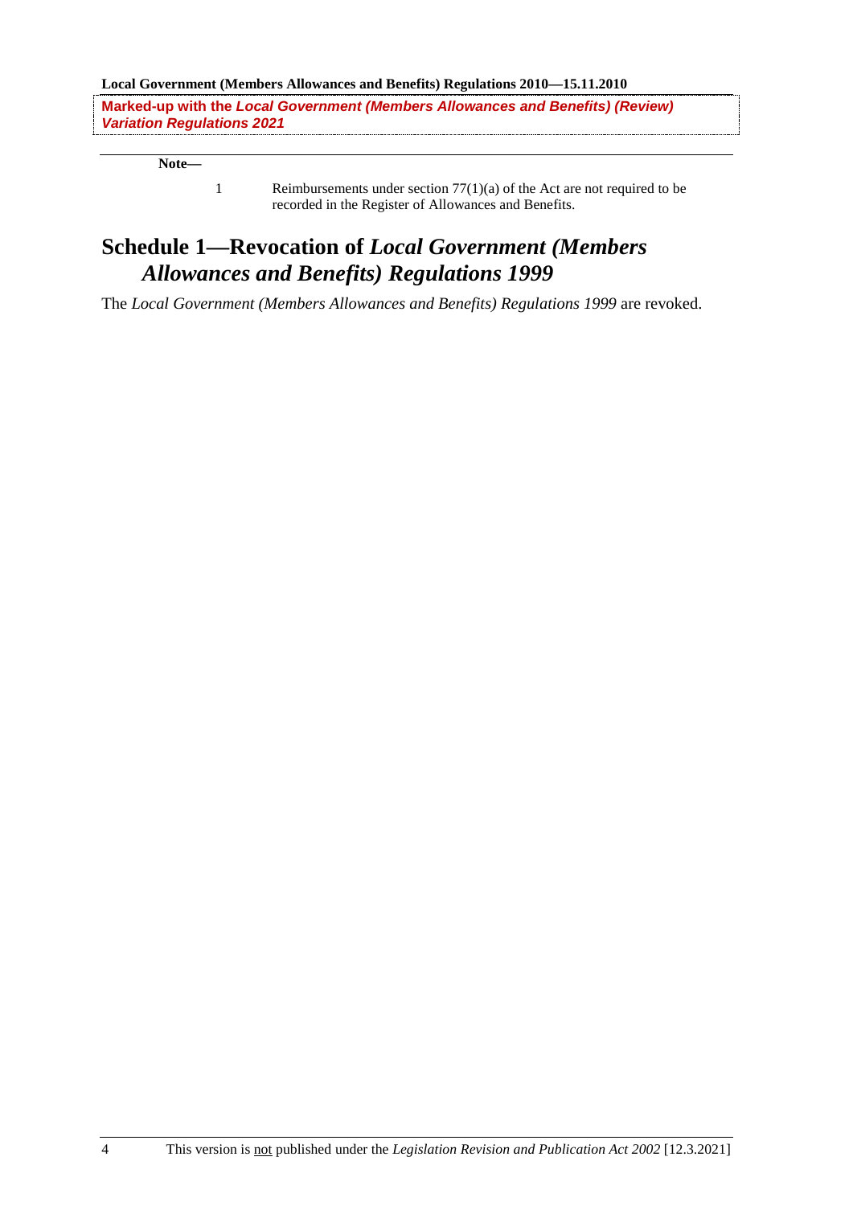**Note—**

1 Reimbursements under section 77(1)(a) of the Act are not required to be recorded in the Register of Allowances and Benefits.

## Schedule 1—Revocation of *Local Government (Members Allowances and Benefits) Regulations 1999*

The *Local Government (Members Allowances and Benefits) Regulations 1999* are revoked.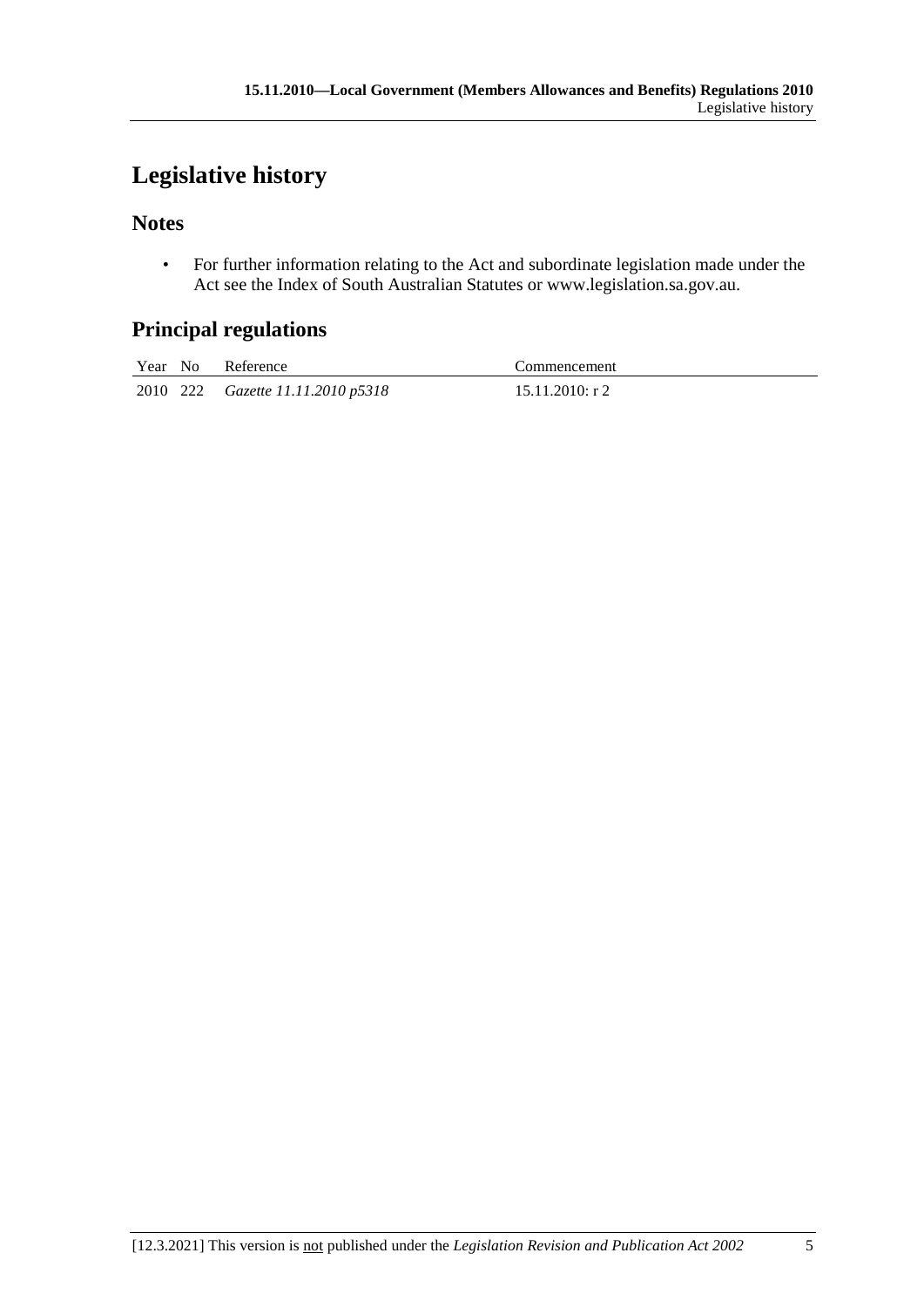# Legislative history

## Notes

- For further information relating to the Act and subordinate legislation made under the Act see the Index of South Australian Statutes or www.legislation.sa.gov.au.

## Principal regulations

| Year | No | Reference | Commencement |
|---|---|---|---|
| 2010 | 222 | *Gazette 11.11.2010 p5318* | 15.11.2010: r 2 |